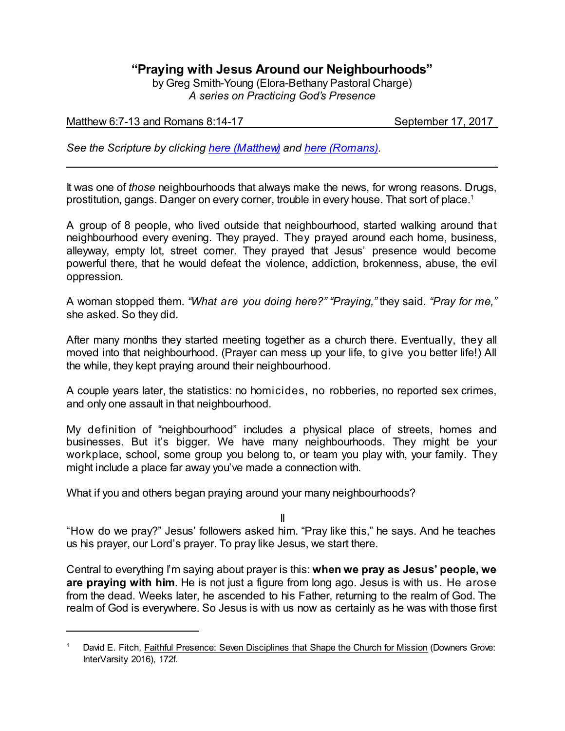# "Praying with Jesus Around our Neighbourhoods"

by Greg Smith-Young (Elora-Bethany Pastoral Charge)
*A series on Practicing God's Presence*

Matthew 6:7-13 and Romans 8:14-17 September 17, 2017

*See the Scripture by clicking here (Matthew) and here (Romans).*

---

It was one of *those* neighbourhoods that always make the news, for wrong reasons. Drugs, prostitution, gangs. Danger on every corner, trouble in every house. That sort of place.[1]

A group of 8 people, who lived outside that neighbourhood, started walking around that neighbourhood every evening. They prayed. They prayed around each home, business, alleyway, empty lot, street corner. They prayed that Jesus' presence would become powerful there, that he would defeat the violence, addiction, brokenness, abuse, the evil oppression.

A woman stopped them. *"What are you doing here?" "Praying,"* they said. *"Pray for me,"* she asked. So they did.

After many months they started meeting together as a church there. Eventually, they all moved into that neighbourhood. (Prayer can mess up your life, to give you better life!) All the while, they kept praying around their neighbourhood.

A couple years later, the statistics: no homicides, no robberies, no reported sex crimes, and only one assault in that neighbourhood.

My definition of "neighbourhood" includes a physical place of streets, homes and businesses. But it's bigger. We have many neighbourhoods. They might be your workplace, school, some group you belong to, or team you play with, your family. They might include a place far away you've made a connection with.

What if you and others began praying around your many neighbourhoods?

II

"How do we pray?" Jesus' followers asked him. "Pray like this," he says. And he teaches us his prayer, our Lord's prayer. To pray like Jesus, we start there.

Central to everything I'm saying about prayer is this: **when we pray as Jesus' people, we are praying with him**. He is not just a figure from long ago. Jesus is with us. He arose from the dead. Weeks later, he ascended to his Father, returning to the realm of God. The realm of God is everywhere. So Jesus is with us now as certainly as he was with those first

---

[1] David E. Fitch, Faithful Presence: Seven Disciplines that Shape the Church for Mission (Downers Grove: InterVarsity 2016), 172f.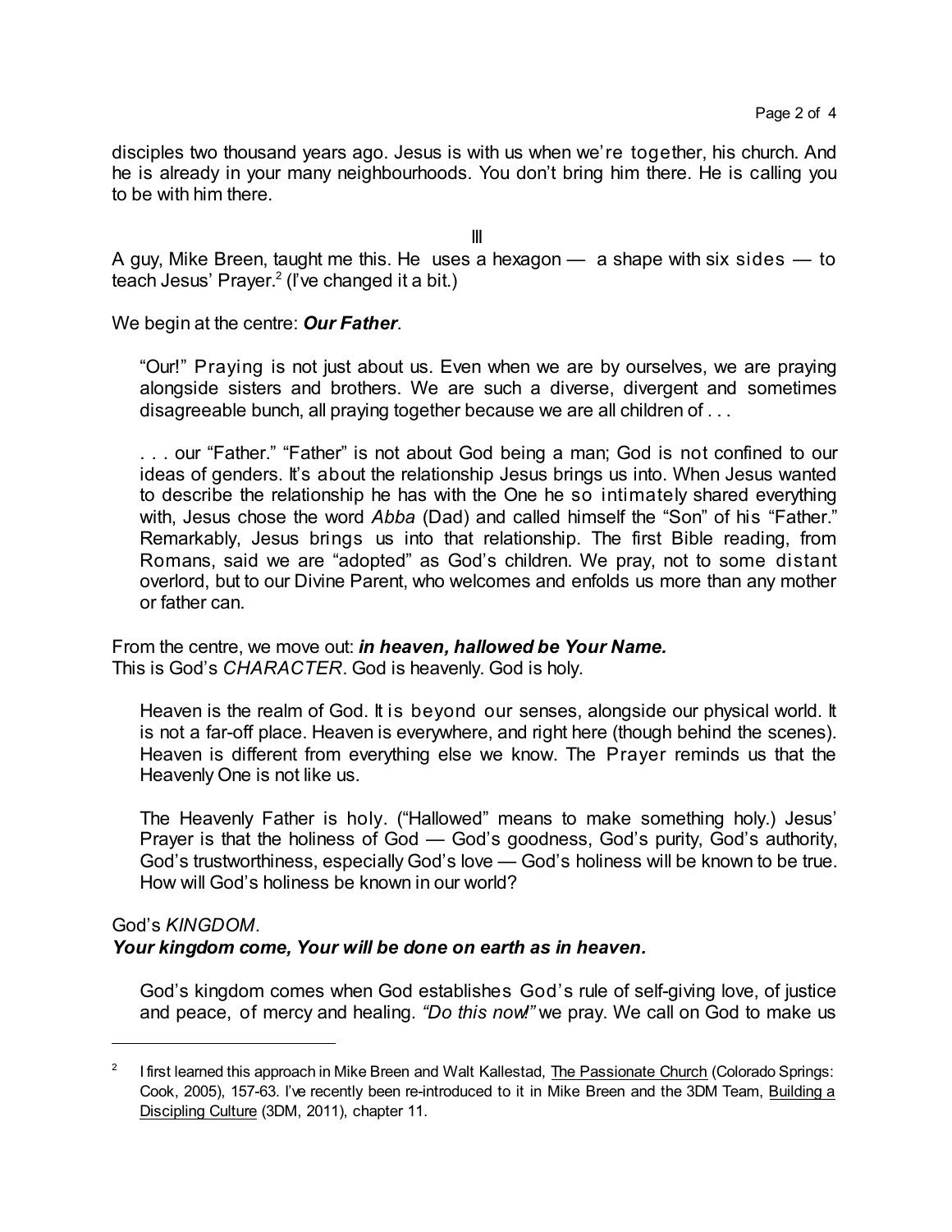disciples two thousand years ago. Jesus is with us when we're together, his church. And he is already in your many neighbourhoods. You don't bring him there. He is calling you to be with him there.

III

A guy, Mike Breen, taught me this. He uses a hexagon — a shape with six sides — to teach Jesus' Prayer.[2] (I've changed it a bit.)

We begin at the centre: ***Our Father***.

> "Our!" Praying is not just about us. Even when we are by ourselves, we are praying alongside sisters and brothers. We are such a diverse, divergent and sometimes disagreeable bunch, all praying together because we are all children of . . .
>
> . . . our "Father." "Father" is not about God being a man; God is not confined to our ideas of genders. It's about the relationship Jesus brings us into. When Jesus wanted to describe the relationship he has with the One he so intimately shared everything with, Jesus chose the word *Abba* (Dad) and called himself the "Son" of his "Father." Remarkably, Jesus brings us into that relationship. The first Bible reading, from Romans, said we are "adopted" as God's children. We pray, not to some distant overlord, but to our Divine Parent, who welcomes and enfolds us more than any mother or father can.

From the centre, we move out: ***in heaven, hallowed be Your Name.***
This is God's *CHARACTER*. God is heavenly. God is holy.

> Heaven is the realm of God. It is beyond our senses, alongside our physical world. It is not a far-off place. Heaven is everywhere, and right here (though behind the scenes). Heaven is different from everything else we know. The Prayer reminds us that the Heavenly One is not like us.
>
> The Heavenly Father is holy. ("Hallowed" means to make something holy.) Jesus' Prayer is that the holiness of God — God's goodness, God's purity, God's authority, God's trustworthiness, especially God's love — God's holiness will be known to be true. How will God's holiness be known in our world?

God's *KINGDOM*.
***Your kingdom come, Your will be done on earth as in heaven.***

> God's kingdom comes when God establishes God's rule of self-giving love, of justice and peace, of mercy and healing. *"Do this now!"* we pray. We call on God to make us

---

[2] I first learned this approach in Mike Breen and Walt Kallestad, The Passionate Church (Colorado Springs: Cook, 2005), 157-63. I've recently been re-introduced to it in Mike Breen and the 3DM Team, Building a Discipling Culture (3DM, 2011), chapter 11.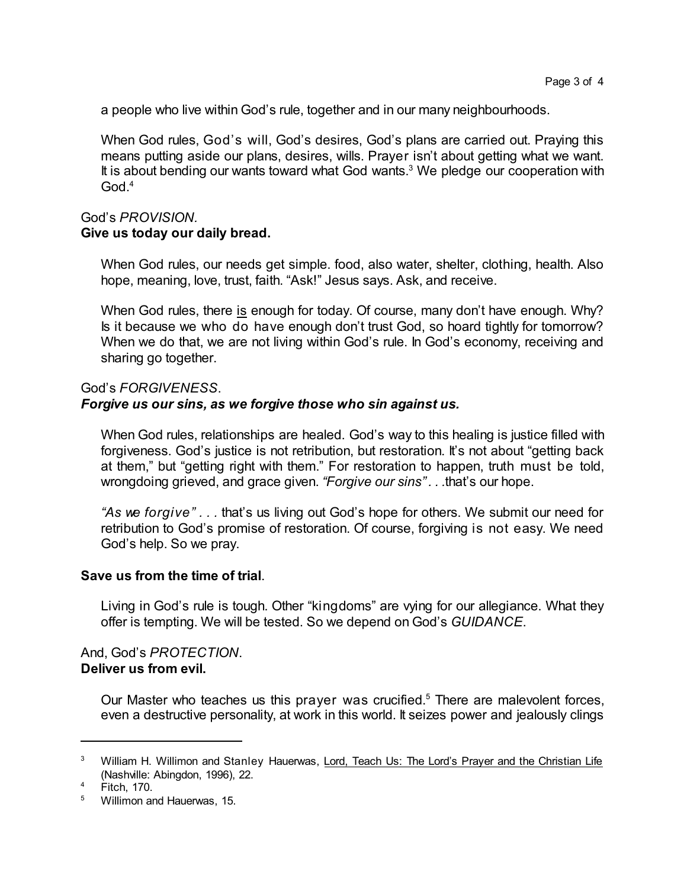a people who live within God's rule, together and in our many neighbourhoods.

When God rules, God's will, God's desires, God's plans are carried out. Praying this means putting aside our plans, desires, wills. Prayer isn't about getting what we want. It is about bending our wants toward what God wants.[3] We pledge our cooperation with God.[4]

God's *PROVISION.*
**Give us today our daily bread.**

When God rules, our needs get simple. food, also water, shelter, clothing, health. Also hope, meaning, love, trust, faith. "Ask!" Jesus says. Ask, and receive.

When God rules, there <u>is</u> enough for today. Of course, many don't have enough. Why? Is it because we who do have enough don't trust God, so hoard tightly for tomorrow? When we do that, we are not living within God's rule. In God's economy, receiving and sharing go together.

God's *FORGIVENESS*.
***Forgive us our sins, as we forgive those who sin against us.***

When God rules, relationships are healed. God's way to this healing is justice filled with forgiveness. God's justice is not retribution, but restoration. It's not about "getting back at them," but "getting right with them." For restoration to happen, truth must be told, wrongdoing grieved, and grace given. *"Forgive our sins" . . .*that's our hope.

*"As we forgive" . . .* that's us living out God's hope for others. We submit our need for retribution to God's promise of restoration. Of course, forgiving is not easy. We need God's help. So we pray.

**Save us from the time of trial**.

Living in God's rule is tough. Other "kingdoms" are vying for our allegiance. What they offer is tempting. We will be tested. So we depend on God's *GUIDANCE*.

And, God's *PROTECTION*.
**Deliver us from evil.**

Our Master who teaches us this prayer was crucified.[5] There are malevolent forces, even a destructive personality, at work in this world. It seizes power and jealously clings

---

[3] William H. Willimon and Stanley Hauerwas, <u>Lord, Teach Us: The Lord's Prayer and the Christian Life</u> (Nashville: Abingdon, 1996), 22.

[4] Fitch, 170.

[5] Willimon and Hauerwas, 15.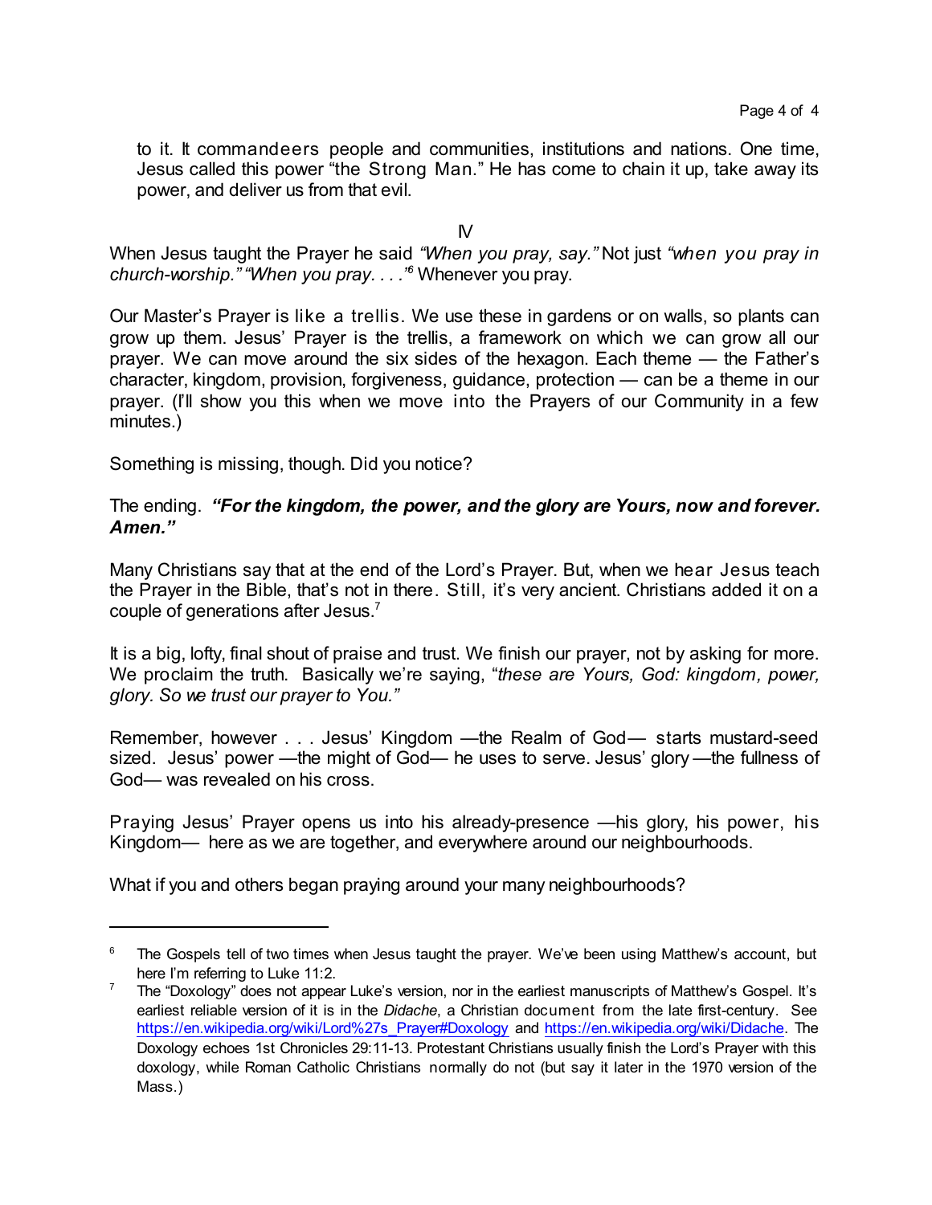to it. It commandeers people and communities, institutions and nations. One time, Jesus called this power "the Strong Man." He has come to chain it up, take away its power, and deliver us from that evil.

IV

When Jesus taught the Prayer he said *"When you pray, say."* Not just *"when you pray in church-worship." "When you pray. . . ."*[6] Whenever you pray.

Our Master's Prayer is like a trellis. We use these in gardens or on walls, so plants can grow up them. Jesus' Prayer is the trellis, a framework on which we can grow all our prayer. We can move around the six sides of the hexagon. Each theme — the Father's character, kingdom, provision, forgiveness, guidance, protection — can be a theme in our prayer. (I'll show you this when we move into the Prayers of our Community in a few minutes.)

Something is missing, though. Did you notice?

The ending. ***"For the kingdom, the power, and the glory are Yours, now and forever. Amen."***

Many Christians say that at the end of the Lord's Prayer. But, when we hear Jesus teach the Prayer in the Bible, that's not in there. Still, it's very ancient. Christians added it on a couple of generations after Jesus.[7]

It is a big, lofty, final shout of praise and trust. We finish our prayer, not by asking for more. We proclaim the truth. Basically we're saying, "*these are Yours, God: kingdom, power, glory. So we trust our prayer to You."*

Remember, however . . . Jesus' Kingdom —the Realm of God— starts mustard-seed sized. Jesus' power —the might of God— he uses to serve. Jesus' glory —the fullness of God— was revealed on his cross.

Praying Jesus' Prayer opens us into his already-presence —his glory, his power, his Kingdom— here as we are together, and everywhere around our neighbourhoods.

What if you and others began praying around your many neighbourhoods?

---

[6] The Gospels tell of two times when Jesus taught the prayer. We've been using Matthew's account, but here I'm referring to Luke 11:2.

[7] The "Doxology" does not appear Luke's version, nor in the earliest manuscripts of Matthew's Gospel. It's earliest reliable version of it is in the *Didache*, a Christian document from the late first-century. See https://en.wikipedia.org/wiki/Lord%27s_Prayer#Doxology and https://en.wikipedia.org/wiki/Didache. The Doxology echoes 1st Chronicles 29:11-13. Protestant Christians usually finish the Lord's Prayer with this doxology, while Roman Catholic Christians normally do not (but say it later in the 1970 version of the Mass.)